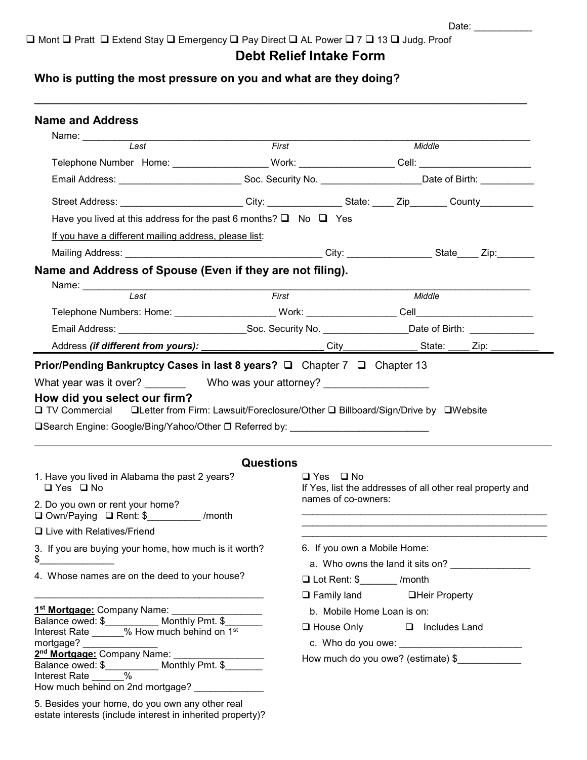Date: ___________

❑ Mont ❑ Pratt ❑ Extend Stay ❑ Emergency ❑ Pay Direct ❑ AL Power ❑ 7 ❑ 13 ❑ Judg. Proof

# Debt Relief Intake Form

**Who is putting the most pressure on you and what are they doing?**

___________________________________________________________________________________

## Name and Address

Name: ___________________________________________________________________________
Last First Middle

Telephone Number Home: _________________ Work: _________________ Cell: ____________________

Email Address: ______________________ Soc. Security No. __________________Date of Birth: __________

Street Address: ______________________ City: _____________ State: ____ Zip_______ County__________

Have you lived at this address for the past 6 months? ❑ No ❑ Yes

If you have a different mailing address, please list:

Mailing Address: ___________________________________ City: _______________ State____ Zip:_______

## Name and Address of Spouse (Even if they are not filing).

Name: ___________________________________________________________________________
Last First Middle

Telephone Numbers: Home: __________________ Work: ________________ Cell_____________________

Email Address: _______________________Soc. Security No. _______________Date of Birth: ____________

Address *(if different from yours):* ______________________ City______________ State: ____ Zip: _________

**Prior/Pending Bankruptcy Cases in last 8 years?** ❑ Chapter 7 ❑ Chapter 13

What year was it over? _______ Who was your attorney? _________________

## How did you select our firm?

❑ TV Commercial ❑Letter from Firm: Lawsuit/Foreclosure/Other ❑ Billboard/Sign/Drive by ❑Website

❑Search Engine: Google/Bing/Yahoo/Other ❑ Referred by: _________________________

## Questions

1. Have you lived in Alabama the past 2 years?
❑ Yes ❑ No

2. Do you own or rent your home?
❑ Own/Paying ❑ Rent: $__________ /month
❑ Live with Relatives/Friend

3. If you are buying your home, how much is it worth?
$______________

4. Whose names are on the deed to your house?

__________________________________________

**1st Mortgage:** Company Name: ________________
Balance owed: $__________ Monthly Pmt. $_______
Interest Rate ______% How much behind on 1st mortgage? ______________

**2nd Mortgage:** Company Name: ________________
Balance owed: $__________ Monthly Pmt. $_______
Interest Rate ______%
How much behind on 2nd mortgage? _____________

5. Besides your home, do you own any other real estate interests (include interest in inherited property)?
❑ Yes ❑ No
If Yes, list the addresses of all other real property and names of co-owners:

_______________________________________________
_______________________________________________
_______________________________________________

6. If you own a Mobile Home:

a. Who owns the land it sits on? ______________

❑ Lot Rent: $_______ /month

❑ Family land ❑Heir Property

b. Mobile Home Loan is on:

❑ House Only ❑ Includes Land

c. Who do you owe: ______________________

How much do you owe? (estimate) $____________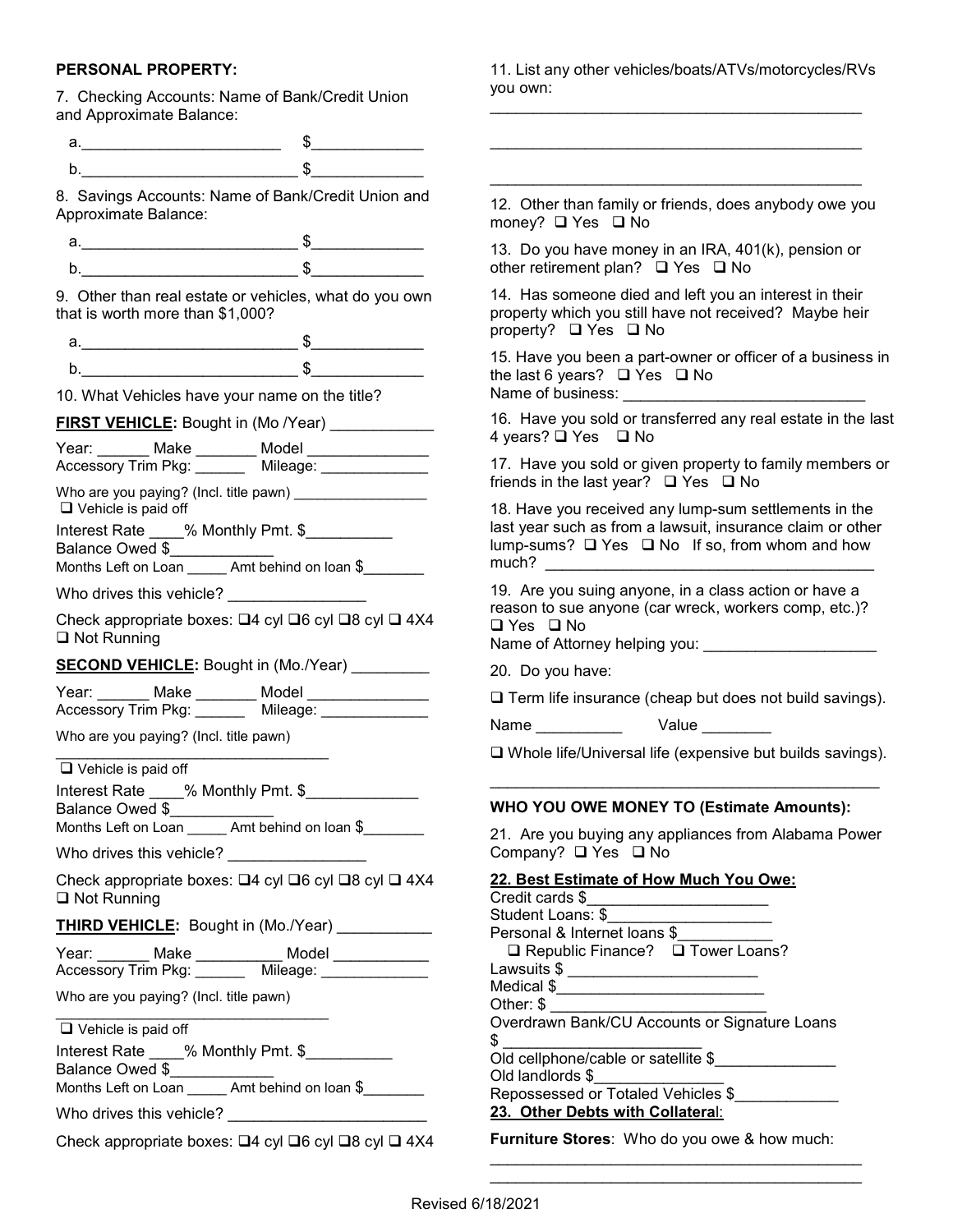**PERSONAL PROPERTY:**

7. Checking Accounts: Name of Bank/Credit Union and Approximate Balance:

a.______________________ $____________

b.______________________ $____________

8. Savings Accounts: Name of Bank/Credit Union and Approximate Balance:

a.______________________ $____________

b.______________________ $____________

9. Other than real estate or vehicles, what do you own that is worth more than $1,000?

a.______________________ $____________

b.______________________ $____________

10. What Vehicles have your name on the title?

**FIRST VEHICLE:** Bought in (Mo /Year) ___________

Year: ______ Make _______ Model ______________
Accessory Trim Pkg: ______ Mileage: ____________

Who are you paying? (Incl. title pawn) ________________

❑ Vehicle is paid off

Interest Rate ____% Monthly Pmt. $__________
Balance Owed $____________
Months Left on Loan _____ Amt behind on loan $_______

Who drives this vehicle? ________________

Check appropriate boxes: ❑ 4 cyl ❑ 6 cyl ❑ 8 cyl ❑ 4X4 ❑ Not Running

**SECOND VEHICLE:** Bought in (Mo./Year) _________

Year: ______ Make _______ Model ______________
Accessory Trim Pkg: ______ Mileage: ____________

Who are you paying? (Incl. title pawn)
________________________________

❑ Vehicle is paid off

Interest Rate ____% Monthly Pmt. $_____________
Balance Owed $____________
Months Left on Loan _____ Amt behind on loan $_______

Who drives this vehicle? ________________

Check appropriate boxes: ❑ 4 cyl ❑ 6 cyl ❑ 8 cyl ❑ 4X4 ❑ Not Running

**THIRD VEHICLE:** Bought in (Mo./Year) ___________

Year: ______ Make __________ Model ___________
Accessory Trim Pkg: ______ Mileage: ____________

Who are you paying? (Incl. title pawn)
________________________________

❑ Vehicle is paid off

Interest Rate ____% Monthly Pmt. $__________
Balance Owed $____________
Months Left on Loan _____ Amt behind on loan $_______

Who drives this vehicle? _______________________

Check appropriate boxes: ❑ 4 cyl ❑ 6 cyl ❑ 8 cyl ❑ 4X4

11. List any other vehicles/boats/ATVs/motorcycles/RVs you own:

__________________________________________

__________________________________________

__________________________________________

12. Other than family or friends, does anybody owe you money? ❑ Yes ❑ No

13. Do you have money in an IRA, 401(k), pension or other retirement plan? ❑ Yes ❑ No

14. Has someone died and left you an interest in their property which you still have not received? Maybe heir property? ❑ Yes ❑ No

15. Have you been a part-owner or officer of a business in the last 6 years? ❑ Yes ❑ No
Name of business: ___________________________

16. Have you sold or transferred any real estate in the last 4 years? ❑ Yes ❑ No

17. Have you sold or given property to family members or friends in the last year? ❑ Yes ❑ No

18. Have you received any lump-sum settlements in the last year such as from a lawsuit, insurance claim or other lump-sums? ❑ Yes ❑ No If so, from whom and how much? ______________________________________

19. Are you suing anyone, in a class action or have a reason to sue anyone (car wreck, workers comp, etc.)? ❑ Yes ❑ No
Name of Attorney helping you: ___________________

20. Do you have:

❑ Term life insurance (cheap but does not build savings).

Name __________ Value ________

❑ Whole life/Universal life (expensive but builds savings).

__________________________________________

**WHO YOU OWE MONEY TO (Estimate Amounts):**

21. Are you buying any appliances from Alabama Power Company? ❑ Yes ❑ No

**22. Best Estimate of How Much You Owe:**

Credit cards $____________________
Student Loans: $__________________
Personal & Internet loans $__________
❑ Republic Finance? ❑ Tower Loans?
Lawsuits $ ______________________
Medical $________________________
Other: $ _________________________
Overdrawn Bank/CU Accounts or Signature Loans
$ ______________________
Old cellphone/cable or satellite $______________
Old landlords $_______________
Repossessed or Totaled Vehicles $____________

**23. Other Debts with Collateral:**

**Furniture Stores**: Who do you owe & how much:

__________________________________________
__________________________________________

Revised 6/18/2021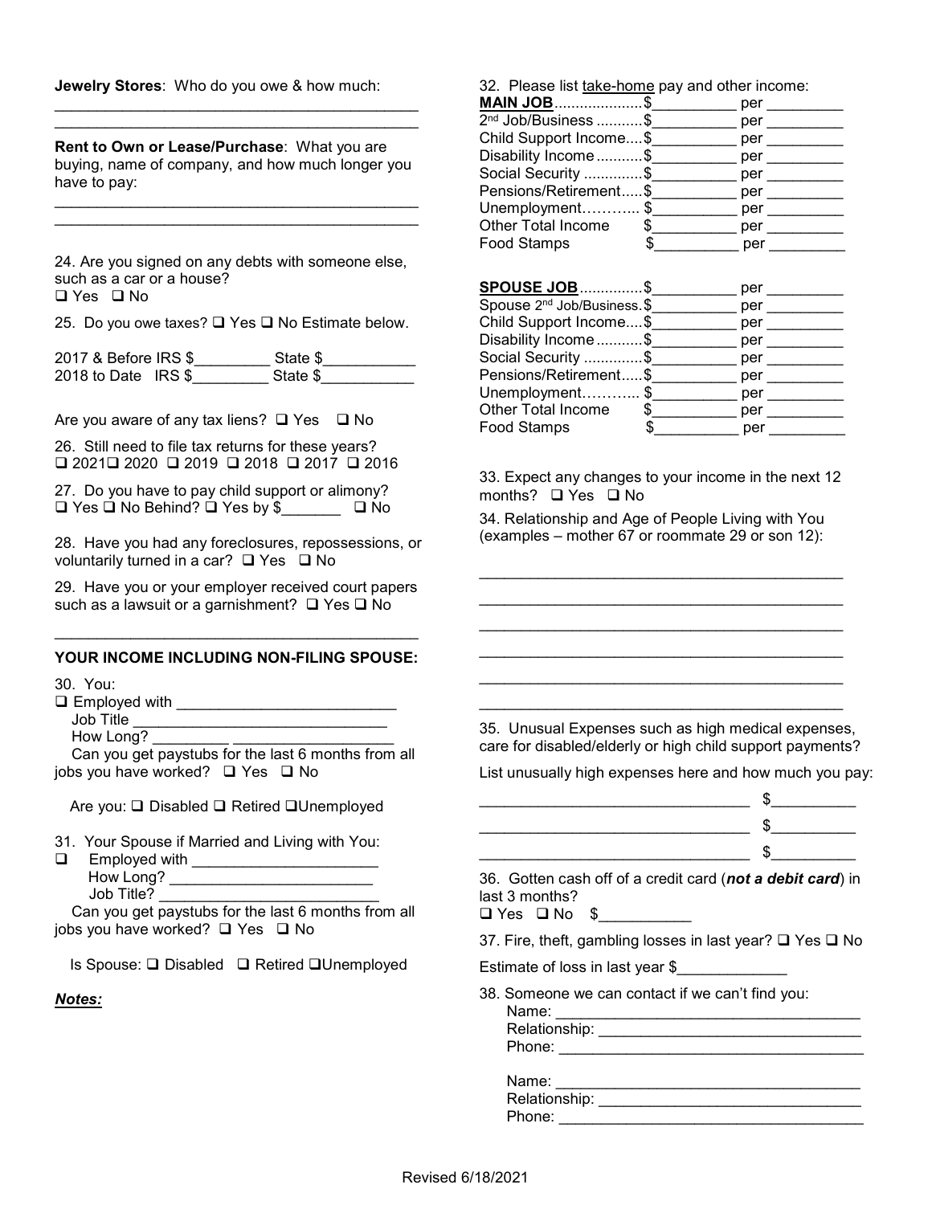**Jewelry Stores**: Who do you owe & how much:

\_\_\_\_\_\_\_\_\_\_\_\_\_\_\_\_\_\_\_\_\_\_\_\_\_\_\_\_\_\_\_\_\_\_\_\_\_\_\_\_\_\_\_\_

\_\_\_\_\_\_\_\_\_\_\_\_\_\_\_\_\_\_\_\_\_\_\_\_\_\_\_\_\_\_\_\_\_\_\_\_\_\_\_\_\_\_\_\_

**Rent to Own or Lease/Purchase**: What you are buying, name of company, and how much longer you have to pay:

\_\_\_\_\_\_\_\_\_\_\_\_\_\_\_\_\_\_\_\_\_\_\_\_\_\_\_\_\_\_\_\_\_\_\_\_\_\_\_\_\_\_\_\_

\_\_\_\_\_\_\_\_\_\_\_\_\_\_\_\_\_\_\_\_\_\_\_\_\_\_\_\_\_\_\_\_\_\_\_\_\_\_\_\_\_\_\_\_

24. Are you signed on any debts with someone else, such as a car or a house?
❑ Yes ❑ No

25. Do you owe taxes? ❑ Yes ❑ No Estimate below.

2017 & Before IRS $\_\_\_\_\_\_\_\_\_ State $\_\_\_\_\_\_\_\_\_\_\_
2018 to Date IRS $\_\_\_\_\_\_\_\_\_ State $\_\_\_\_\_\_\_\_\_\_\_

Are you aware of any tax liens? ❑ Yes ❑ No

26. Still need to file tax returns for these years?
❑ 2021 ❑ 2020 ❑ 2019 ❑ 2018 ❑ 2017 ❑ 2016

27. Do you have to pay child support or alimony?
❑ Yes ❑ No Behind? ❑ Yes by $\_\_\_\_\_\_\_ ❑ No

28. Have you had any foreclosures, repossessions, or voluntarily turned in a car? ❑ Yes ❑ No

29. Have you or your employer received court papers such as a lawsuit or a garnishment? ❑ Yes ❑ No

\_\_\_\_\_\_\_\_\_\_\_\_\_\_\_\_\_\_\_\_\_\_\_\_\_\_\_\_\_\_\_\_\_\_\_\_\_\_\_\_\_\_\_\_

**YOUR INCOME INCLUDING NON-FILING SPOUSE:**

30. You:
❑ Employed with \_\_\_\_\_\_\_\_\_\_\_\_\_\_\_\_\_\_\_\_\_\_\_\_\_\_
Job Title \_\_\_\_\_\_\_\_\_\_\_\_\_\_\_\_\_\_\_\_\_\_\_\_\_\_\_\_\_\_
How Long? \_\_\_\_\_\_\_\_\_ \_\_\_\_\_\_\_\_\_\_\_\_\_\_\_\_\_\_\_
Can you get paystubs for the last 6 months from all jobs you have worked? ❑ Yes ❑ No

Are you: ❑ Disabled ❑ Retired ❑ Unemployed

31. Your Spouse if Married and Living with You:
❑ Employed with \_\_\_\_\_\_\_\_\_\_\_\_\_\_\_\_\_\_\_\_\_\_
How Long? \_\_\_\_\_\_\_\_\_\_\_\_\_\_\_\_\_\_\_\_\_\_\_\_\_
Job Title? \_\_\_\_\_\_\_\_\_\_\_\_\_\_\_\_\_\_\_\_\_\_\_\_\_\_
Can you get paystubs for the last 6 months from all jobs you have worked? ❑ Yes ❑ No

Is Spouse: ❑ Disabled ❑ Retired ❑ Unemployed

***Notes:***

32. Please list take-home pay and other income:

| | | |
|---|---|---|
| **MAIN JOB** | $\_\_\_\_\_\_\_\_\_\_ | per \_\_\_\_\_\_\_\_\_ |
| 2nd Job/Business | $\_\_\_\_\_\_\_\_\_\_ | per \_\_\_\_\_\_\_\_\_ |
| Child Support Income | $\_\_\_\_\_\_\_\_\_\_ | per \_\_\_\_\_\_\_\_\_ |
| Disability Income | $\_\_\_\_\_\_\_\_\_\_ | per \_\_\_\_\_\_\_\_\_ |
| Social Security | $\_\_\_\_\_\_\_\_\_\_ | per \_\_\_\_\_\_\_\_\_ |
| Pensions/Retirement | $\_\_\_\_\_\_\_\_\_\_ | per \_\_\_\_\_\_\_\_\_ |
| Unemployment | $\_\_\_\_\_\_\_\_\_\_ | per \_\_\_\_\_\_\_\_\_ |
| Other Total Income | $\_\_\_\_\_\_\_\_\_\_ | per \_\_\_\_\_\_\_\_\_ |
| Food Stamps | $\_\_\_\_\_\_\_\_\_\_ | per \_\_\_\_\_\_\_\_\_ |

| | | |
|---|---|---|
| **SPOUSE JOB** | $\_\_\_\_\_\_\_\_\_\_ | per \_\_\_\_\_\_\_\_\_ |
| Spouse 2nd Job/Business | $\_\_\_\_\_\_\_\_\_\_ | per \_\_\_\_\_\_\_\_\_ |
| Child Support Income | $\_\_\_\_\_\_\_\_\_\_ | per \_\_\_\_\_\_\_\_\_ |
| Disability Income | $\_\_\_\_\_\_\_\_\_\_ | per \_\_\_\_\_\_\_\_\_ |
| Social Security | $\_\_\_\_\_\_\_\_\_\_ | per \_\_\_\_\_\_\_\_\_ |
| Pensions/Retirement | $\_\_\_\_\_\_\_\_\_\_ | per \_\_\_\_\_\_\_\_\_ |
| Unemployment | $\_\_\_\_\_\_\_\_\_\_ | per \_\_\_\_\_\_\_\_\_ |
| Other Total Income | $\_\_\_\_\_\_\_\_\_\_ | per \_\_\_\_\_\_\_\_\_ |
| Food Stamps | $\_\_\_\_\_\_\_\_\_\_ | per \_\_\_\_\_\_\_\_\_ |

33. Expect any changes to your income in the next 12 months? ❑ Yes ❑ No

34. Relationship and Age of People Living with You (examples – mother 67 or roommate 29 or son 12):

\_\_\_\_\_\_\_\_\_\_\_\_\_\_\_\_\_\_\_\_\_\_\_\_\_\_\_\_\_\_\_\_\_\_\_\_\_\_\_\_\_\_\_\_

\_\_\_\_\_\_\_\_\_\_\_\_\_\_\_\_\_\_\_\_\_\_\_\_\_\_\_\_\_\_\_\_\_\_\_\_\_\_\_\_\_\_\_\_

\_\_\_\_\_\_\_\_\_\_\_\_\_\_\_\_\_\_\_\_\_\_\_\_\_\_\_\_\_\_\_\_\_\_\_\_\_\_\_\_\_\_\_\_

\_\_\_\_\_\_\_\_\_\_\_\_\_\_\_\_\_\_\_\_\_\_\_\_\_\_\_\_\_\_\_\_\_\_\_\_\_\_\_\_\_\_\_\_

\_\_\_\_\_\_\_\_\_\_\_\_\_\_\_\_\_\_\_\_\_\_\_\_\_\_\_\_\_\_\_\_\_\_\_\_\_\_\_\_\_\_\_\_

\_\_\_\_\_\_\_\_\_\_\_\_\_\_\_\_\_\_\_\_\_\_\_\_\_\_\_\_\_\_\_\_\_\_\_\_\_\_\_\_\_\_\_\_

35. Unusual Expenses such as high medical expenses, care for disabled/elderly or high child support payments?

List unusually high expenses here and how much you pay:

\_\_\_\_\_\_\_\_\_\_\_\_\_\_\_\_\_\_\_\_\_\_\_\_\_\_\_\_\_\_\_\_ $\_\_\_\_\_\_\_\_\_\_

\_\_\_\_\_\_\_\_\_\_\_\_\_\_\_\_\_\_\_\_\_\_\_\_\_\_\_\_\_\_\_\_ $\_\_\_\_\_\_\_\_\_\_

\_\_\_\_\_\_\_\_\_\_\_\_\_\_\_\_\_\_\_\_\_\_\_\_\_\_\_\_\_\_\_\_ $\_\_\_\_\_\_\_\_\_\_

36. Gotten cash off of a credit card (***not a debit card***) in last 3 months?
❑ Yes ❑ No $\_\_\_\_\_\_\_\_\_\_\_

37. Fire, theft, gambling losses in last year? ❑ Yes ❑ No

Estimate of loss in last year $\_\_\_\_\_\_\_\_\_\_\_\_\_

38. Someone we can contact if we can't find you:
Name: \_\_\_\_\_\_\_\_\_\_\_\_\_\_\_\_\_\_\_\_\_\_\_\_\_\_\_\_\_\_\_\_\_\_\_
Relationship: \_\_\_\_\_\_\_\_\_\_\_\_\_\_\_\_\_\_\_\_\_\_\_\_\_\_\_\_\_\_\_
Phone: \_\_\_\_\_\_\_\_\_\_\_\_\_\_\_\_\_\_\_\_\_\_\_\_\_\_\_\_\_\_\_\_\_\_\_

Name: \_\_\_\_\_\_\_\_\_\_\_\_\_\_\_\_\_\_\_\_\_\_\_\_\_\_\_\_\_\_\_\_\_\_\_
Relationship: \_\_\_\_\_\_\_\_\_\_\_\_\_\_\_\_\_\_\_\_\_\_\_\_\_\_\_\_\_\_\_
Phone: \_\_\_\_\_\_\_\_\_\_\_\_\_\_\_\_\_\_\_\_\_\_\_\_\_\_\_\_\_\_\_\_\_\_\_

Revised 6/18/2021